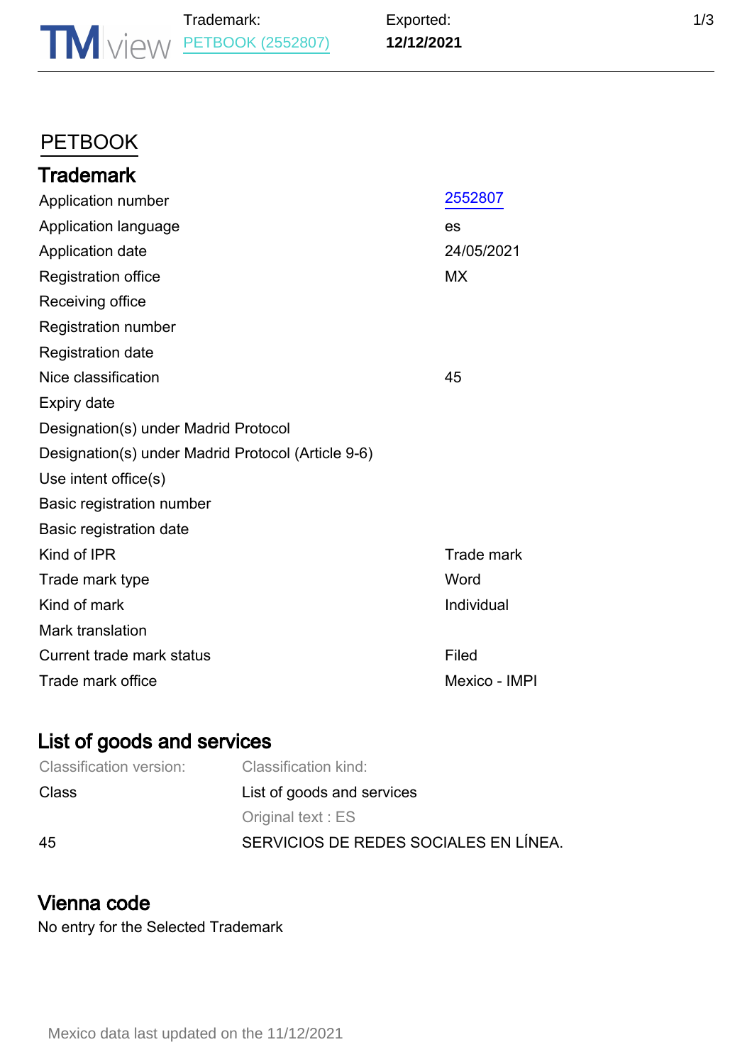# PETBOOK

## Trademark

| | |
|---|---|
| Application number | 2552807 |
| Application language | es |
| Application date | 24/05/2021 |
| Registration office | MX |
| Receiving office | |
| Registration number | |
| Registration date | |
| Nice classification | 45 |
| Expiry date | |
| Designation(s) under Madrid Protocol | |
| Designation(s) under Madrid Protocol (Article 9-6) | |
| Use intent office(s) | |
| Basic registration number | |
| Basic registration date | |
| Kind of IPR | Trade mark |
| Trade mark type | Word |
| Kind of mark | Individual |
| Mark translation | |
| Current trade mark status | Filed |
| Trade mark office | Mexico - IMPI |

## List of goods and services

| Classification version: | Classification kind: |
|---|---|
| Class | List of goods and services |
| | Original text : ES |
| 45 | SERVICIOS DE REDES SOCIALES EN LÍNEA. |

## Vienna code

No entry for the Selected Trademark

Mexico data last updated on the 11/12/2021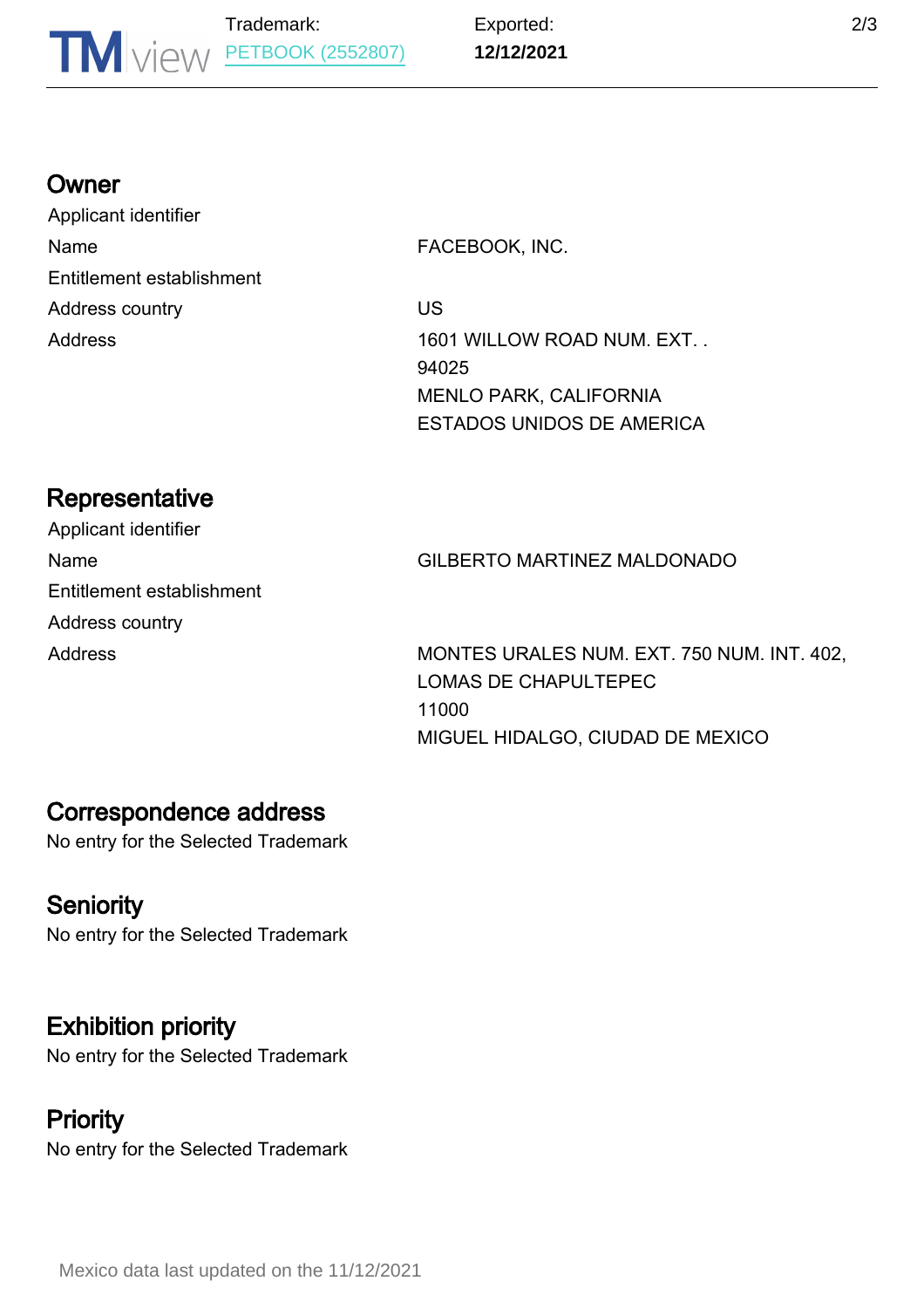## Owner

| | |
|---|---|
| Applicant identifier | |
| Name | FACEBOOK, INC. |
| Entitlement establishment | |
| Address country | US |
| Address | 1601 WILLOW ROAD NUM. EXT. .<br>94025<br>MENLO PARK, CALIFORNIA<br>ESTADOS UNIDOS DE AMERICA |

## Representative

| | |
|---|---|
| Applicant identifier | |
| Name | GILBERTO MARTINEZ MALDONADO |
| Entitlement establishment | |
| Address country | |
| Address | MONTES URALES NUM. EXT. 750 NUM. INT. 402,<br>LOMAS DE CHAPULTEPEC<br>11000<br>MIGUEL HIDALGO, CIUDAD DE MEXICO |

## Correspondence address

No entry for the Selected Trademark

## Seniority

No entry for the Selected Trademark

## Exhibition priority

No entry for the Selected Trademark

## Priority

No entry for the Selected Trademark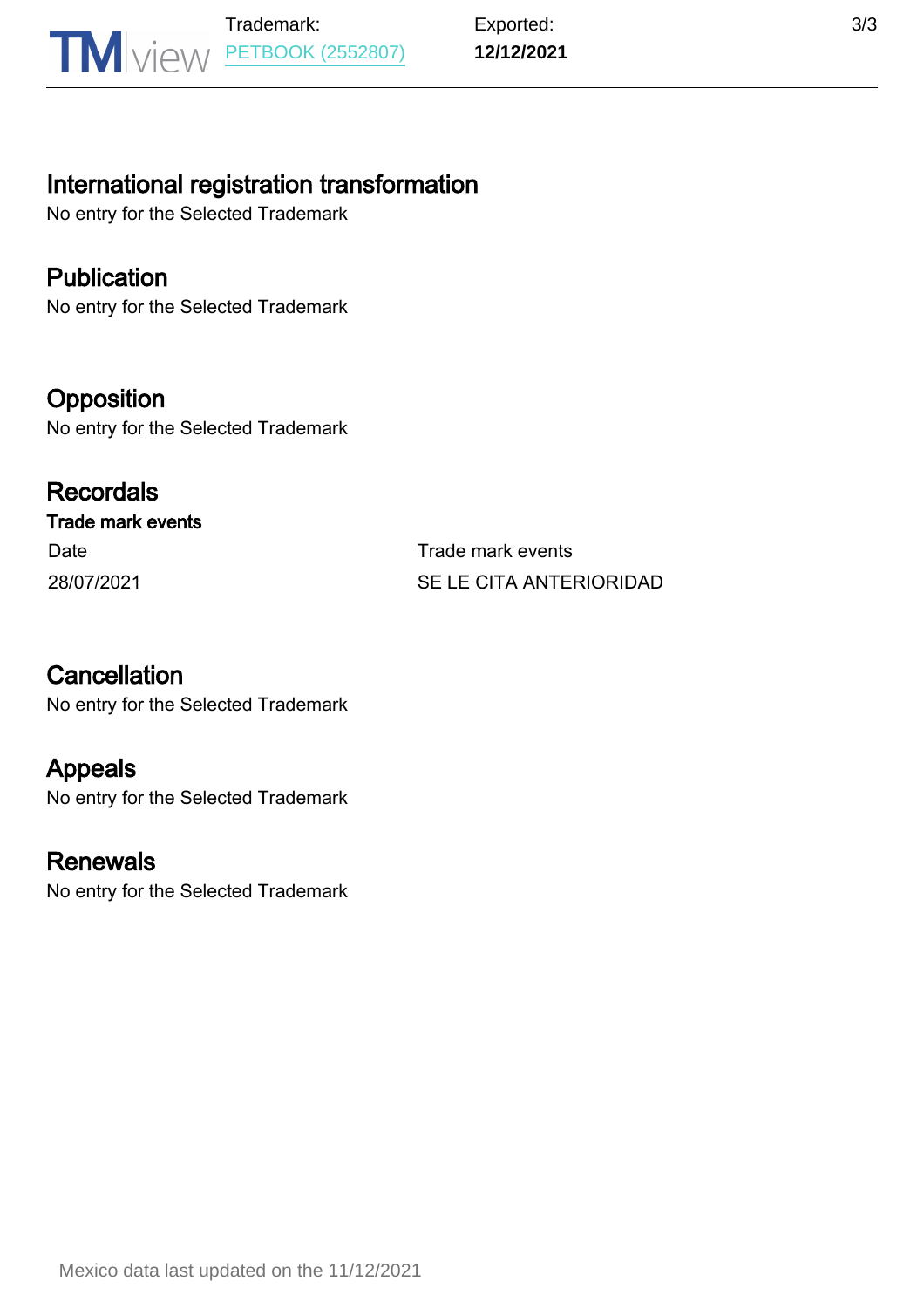## International registration transformation

No entry for the Selected Trademark

## Publication

No entry for the Selected Trademark

## Opposition

No entry for the Selected Trademark

## Recordals

### Trade mark events

| Date | Trade mark events |
| --- | --- |
| 28/07/2021 | SE LE CITA ANTERIORIDAD |

## Cancellation

No entry for the Selected Trademark

## Appeals

No entry for the Selected Trademark

## Renewals

No entry for the Selected Trademark